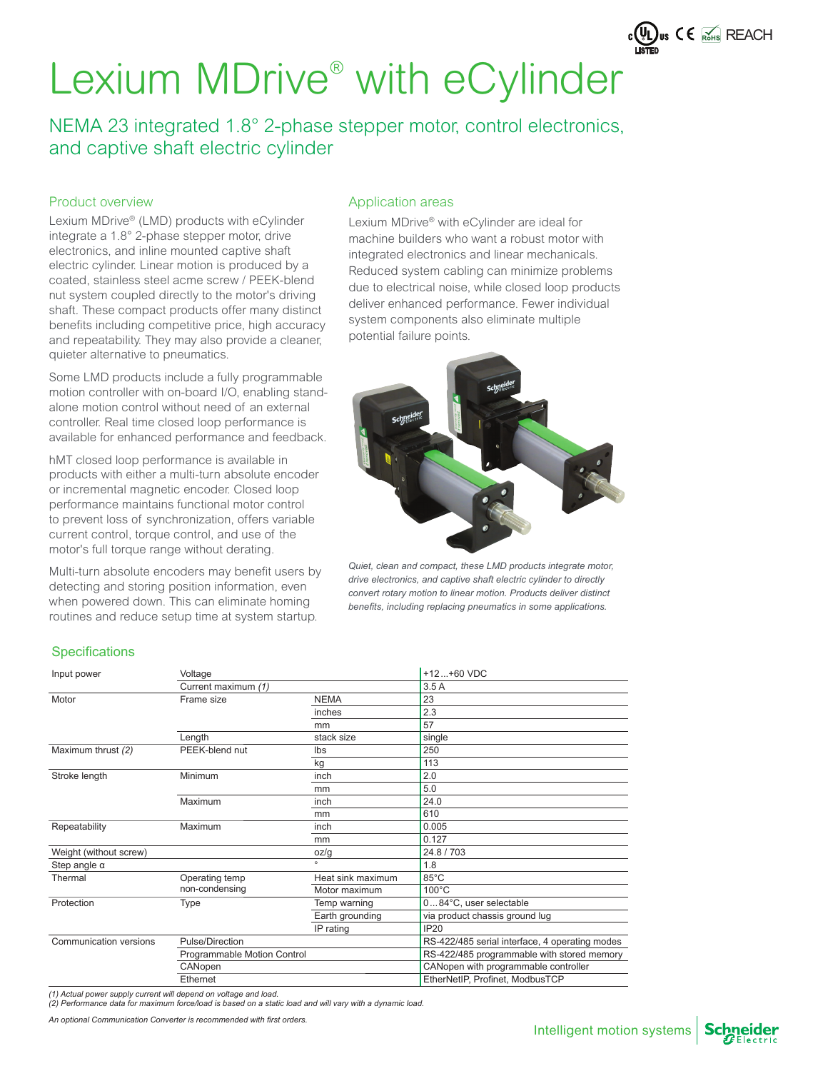# Lexium MDrive® with eCylinder

## NEMA 23 integrated 1.8° 2-phase stepper motor, control electronics, and captive shaft electric cylinder

### Product overview

Lexium MDrive® (LMD) products with eCylinder integrate a 1.8° 2-phase stepper motor, drive electronics, and inline mounted captive shaft electric cylinder. Linear motion is produced by a coated, stainless steel acme screw / PEEK-blend nut system coupled directly to the motor's driving shaft. These compact products offer many distinct benefits including competitive price, high accuracy and repeatability. They may also provide a cleaner, quieter alternative to pneumatics.

Some LMD products include a fully programmable motion controller with on-board I/O, enabling stand-alone motion control without need of an external controller. Real time closed loop performance is available for enhanced performance and feedback.

hMT closed loop performance is available in products with either a multi-turn absolute encoder or incremental magnetic encoder. Closed loop performance maintains functional motor control to prevent loss of synchronization, offers variable current control, torque control, and use of the motor's full torque range without derating.

Multi-turn absolute encoders may benefit users by detecting and storing position information, even when powered down. This can eliminate homing routines and reduce setup time at system startup.

### Application areas

Lexium MDrive® with eCylinder are ideal for machine builders who want a robust motor with integrated electronics and linear mechanicals. Reduced system cabling can minimize problems due to electrical noise, while closed loop products deliver enhanced performance. Fewer individual system components also eliminate multiple potential failure points.

*Quiet, clean and compact, these LMD products integrate motor, drive electronics, and captive shaft electric cylinder to directly convert rotary motion to linear motion. Products deliver distinct benefits, including replacing pneumatics in some applications.*

### Specifications

| | | | |
|---|---|---|---|
| Input power | Voltage | | +12…+60 VDC |
| | Current maximum *(1)* | | 3.5 A |
| Motor | Frame size | NEMA | 23 |
| | | inches | 2.3 |
| | | mm | 57 |
| | Length | stack size | single |
| Maximum thrust *(2)* | PEEK-blend nut | lbs | 250 |
| | | kg | 113 |
| Stroke length | Minimum | inch | 2.0 |
| | | mm | 5.0 |
| | Maximum | inch | 24.0 |
| | | mm | 610 |
| Repeatability | Maximum | inch | 0.005 |
| | | mm | 0.127 |
| Weight (without screw) | | oz/g | 24.8 / 703 |
| Step angle α | | ° | 1.8 |
| Thermal | Operating temp non-condensing | Heat sink maximum | 85°C |
| | | Motor maximum | 100°C |
| Protection | Type | Temp warning | 0…84°C, user selectable |
| | | Earth grounding | via product chassis ground lug |
| | | IP rating | IP20 |
| Communication versions | Pulse/Direction | | RS-422/485 serial interface, 4 operating modes |
| | Programmable Motion Control | | RS-422/485 programmable with stored memory |
| | CANopen | | CANopen with programmable controller |
| | Ethernet | | EtherNetIP, Profinet, ModbusTCP |

*(1) Actual power supply current will depend on voltage and load.*
*(2) Performance data for maximum force/load is based on a static load and will vary with a dynamic load.*

*An optional Communication Converter is recommended with first orders.*

Intelligent motion systems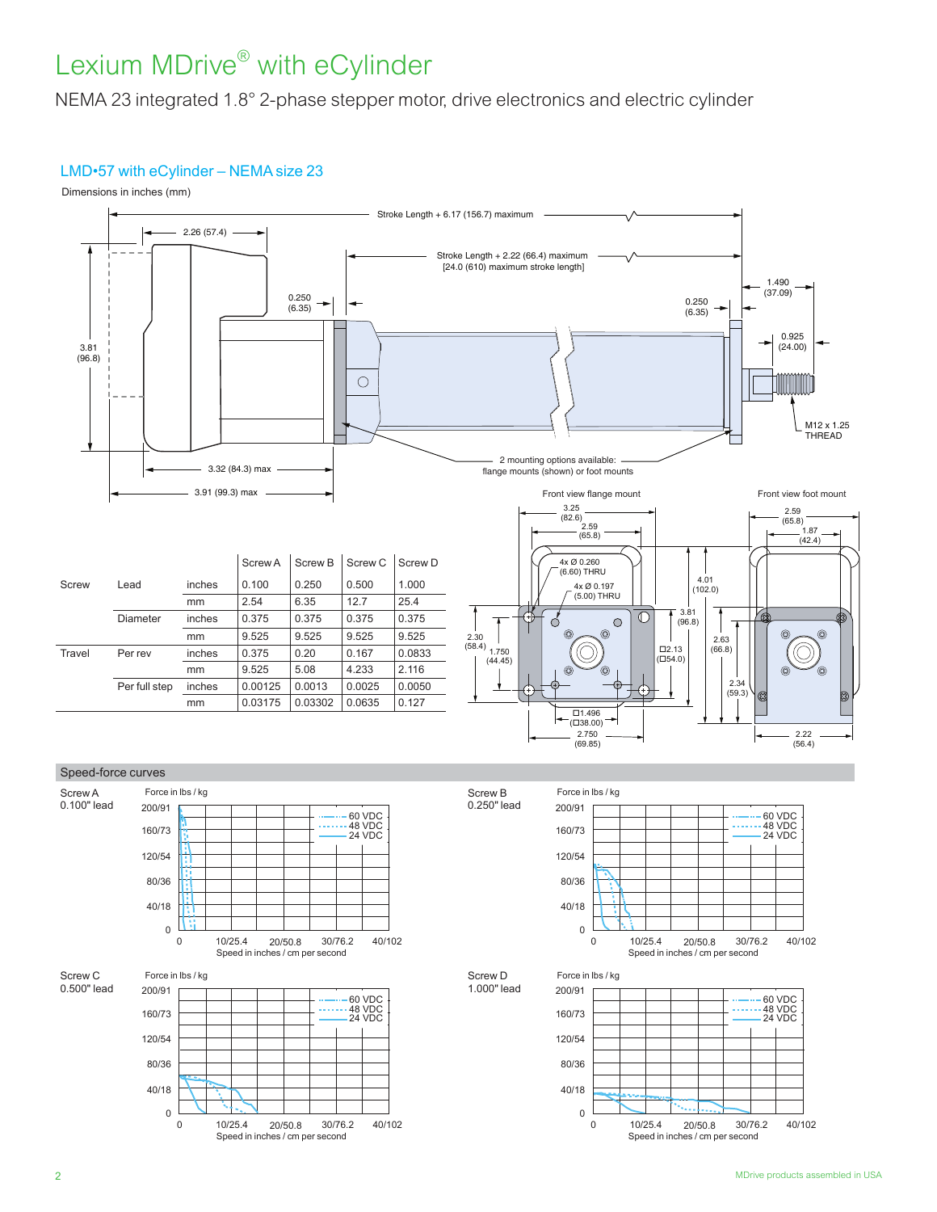# Lexium MDrive® with eCylinder

NEMA 23 integrated 1.8° 2-phase stepper motor, drive electronics and electric cylinder

## LMD•57 with eCylinder – NEMA size 23

Dimensions in inches (mm)

Stroke Length + 6.17 (156.7) maximum

2.26 (57.4)

Stroke Length + 2.22 (66.4) maximum
[24.0 (610) maximum stroke length]

0.250 (6.35)

0.250 (6.35)

1.490 (37.09)

0.925 (24.00)

3.81 (96.8)

M12 x 1.25 THREAD

2 mounting options available: flange mounts (shown) or foot mounts

3.32 (84.3) max

3.91 (99.3) max

Front view flange mount

Front view foot mount

3.25 (82.6)

2.59 (65.8)

4x Ø 0.260 (6.60) THRU

4x Ø 0.197 (5.00) THRU

4.01 (102.0)

3.81 (96.8)

2.30 (58.4)

1.750 (44.45)

□2.13 (□54.0)

□1.496 (□38.00)

2.750 (69.85)

2.59 (65.8)

1.87 (42.4)

2.63 (66.8)

2.34 (59.3)

2.22 (56.4)

| | | | Screw A | Screw B | Screw C | Screw D |
|---|---|---|---|---|---|---|
| Screw | Lead | inches | 0.100 | 0.250 | 0.500 | 1.000 |
| | | mm | 2.54 | 6.35 | 12.7 | 25.4 |
| | Diameter | inches | 0.375 | 0.375 | 0.375 | 0.375 |
| | | mm | 9.525 | 9.525 | 9.525 | 9.525 |
| Travel | Per rev | inches | 0.375 | 0.20 | 0.167 | 0.0833 |
| | | mm | 9.525 | 5.08 | 4.233 | 2.116 |
| | Per full step | inches | 0.00125 | 0.0013 | 0.0025 | 0.0050 |
| | | mm | 0.03175 | 0.03302 | 0.0635 | 0.127 |

## Speed-force curves

**Screw A 0.100" lead**

Force in lbs / kg: 0, 40/18, 80/36, 120/54, 160/73, 200/91

Speed in inches / cm per second: 0, 10/25.4, 20/50.8, 30/76.2, 40/102

Legend: 60 VDC, 48 VDC, 24 VDC

**Screw B 0.250" lead**

Force in lbs / kg: 0, 40/18, 80/36, 120/54, 160/73, 200/91

Speed in inches / cm per second: 0, 10/25.4, 20/50.8, 30/76.2, 40/102

Legend: 60 VDC, 48 VDC, 24 VDC

**Screw C 0.500" lead**

Force in lbs / kg: 0, 40/18, 80/36, 120/54, 160/73, 200/91

Speed in inches / cm per second: 0, 10/25.4, 20/50.8, 30/76.2, 40/102

Legend: 60 VDC, 48 VDC, 24 VDC

**Screw D 1.000" lead**

Force in lbs / kg: 0, 40/18, 80/36, 120/54, 160/73, 200/91

Speed in inches / cm per second: 0, 10/25.4, 20/50.8, 30/76.2, 40/102

Legend: 60 VDC, 48 VDC, 24 VDC

MDrive products assembled in USA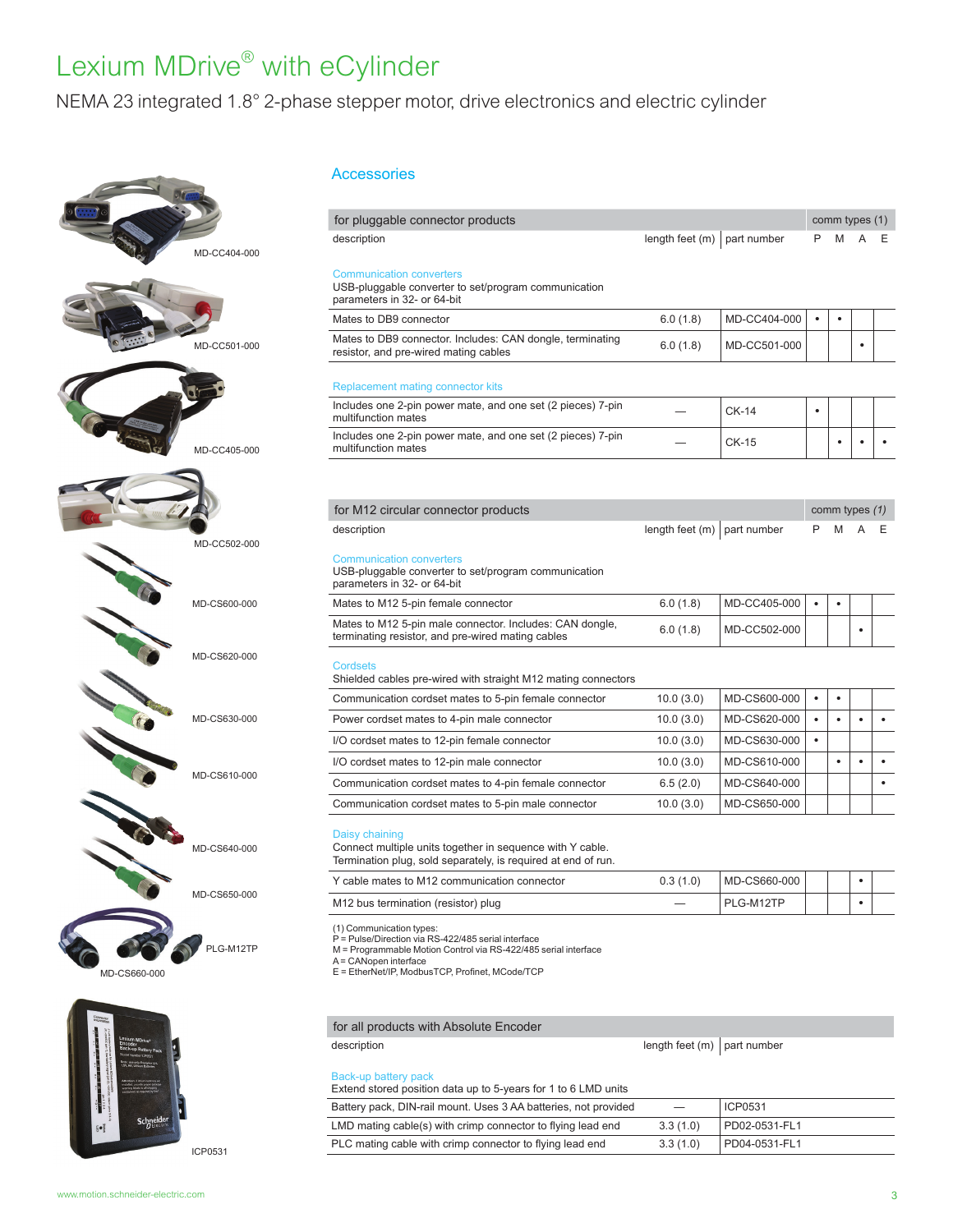# Lexium MDrive® with eCylinder

NEMA 23 integrated 1.8° 2-phase stepper motor, drive electronics and electric cylinder

MD-CC404-000

MD-CC501-000

MD-CC405-000

MD-CC502-000

MD-CS600-000

MD-CS620-000

MD-CS630-000

MD-CS610-000

MD-CS640-000

MD-CS650-000

PLG-M12TP

MD-CS660-000

ICP0531

## Accessories

| for pluggable connector products | | | comm types (1) | | | |
|---|---|---|---|---|---|---|
| description | length feet (m) | part number | P | M | A | E |
| **Communication converters**<br>USB-pluggable converter to set/program communication parameters in 32- or 64-bit | | | | | | |
| Mates to DB9 connector | 6.0 (1.8) | MD-CC404-000 | • | • | | |
| Mates to DB9 connector. Includes: CAN dongle, terminating resistor, and pre-wired mating cables | 6.0 (1.8) | MD-CC501-000 | | | • | |
| **Replacement mating connector kits** | | | | | | |
| Includes one 2-pin power mate, and one set (2 pieces) 7-pin multifunction mates | — | CK-14 | • | | | |
| Includes one 2-pin power mate, and one set (2 pieces) 7-pin multifunction mates | — | CK-15 | | • | • | • |

| for M12 circular connector products | | | comm types (1) | | | |
|---|---|---|---|---|---|---|
| description | length feet (m) | part number | P | M | A | E |
| **Communication converters**<br>USB-pluggable converter to set/program communication parameters in 32- or 64-bit | | | | | | |
| Mates to M12 5-pin female connector | 6.0 (1.8) | MD-CC405-000 | • | • | | |
| Mates to M12 5-pin male connector. Includes: CAN dongle, terminating resistor, and pre-wired mating cables | 6.0 (1.8) | MD-CC502-000 | | | • | |
| **Cordsets**<br>Shielded cables pre-wired with straight M12 mating connectors | | | | | | |
| Communication cordset mates to 5-pin female connector | 10.0 (3.0) | MD-CS600-000 | • | • | | |
| Power cordset mates to 4-pin male connector | 10.0 (3.0) | MD-CS620-000 | • | • | • | • |
| I/O cordset mates to 12-pin female connector | 10.0 (3.0) | MD-CS630-000 | • | | | |
| I/O cordset mates to 12-pin male connector | 10.0 (3.0) | MD-CS610-000 | | • | • | • |
| Communication cordset mates to 4-pin female connector | 6.5 (2.0) | MD-CS640-000 | | | | • |
| Communication cordset mates to 5-pin male connector | 10.0 (3.0) | MD-CS650-000 | | | | |
| **Daisy chaining**<br>Connect multiple units together in sequence with Y cable. Termination plug, sold separately, is required at end of run. | | | | | | |
| Y cable mates to M12 communication connector | 0.3 (1.0) | MD-CS660-000 | | | • | |
| M12 bus termination (resistor) plug | — | PLG-M12TP | | | • | |

(1) Communication types:
P = Pulse/Direction via RS-422/485 serial interface
M = Programmable Motion Control via RS-422/485 serial interface
A = CANopen interface
E = EtherNet/IP, ModbusTCP, Profinet, MCode/TCP

| for all products with Absolute Encoder | | |
|---|---|---|
| description | length feet (m) | part number |
| **Back-up battery pack**<br>Extend stored position data up to 5-years for 1 to 6 LMD units | | |
| Battery pack, DIN-rail mount. Uses 3 AA batteries, not provided | — | ICP0531 |
| LMD mating cable(s) with crimp connector to flying lead end | 3.3 (1.0) | PD02-0531-FL1 |
| PLC mating cable with crimp connector to flying lead end | 3.3 (1.0) | PD04-0531-FL1 |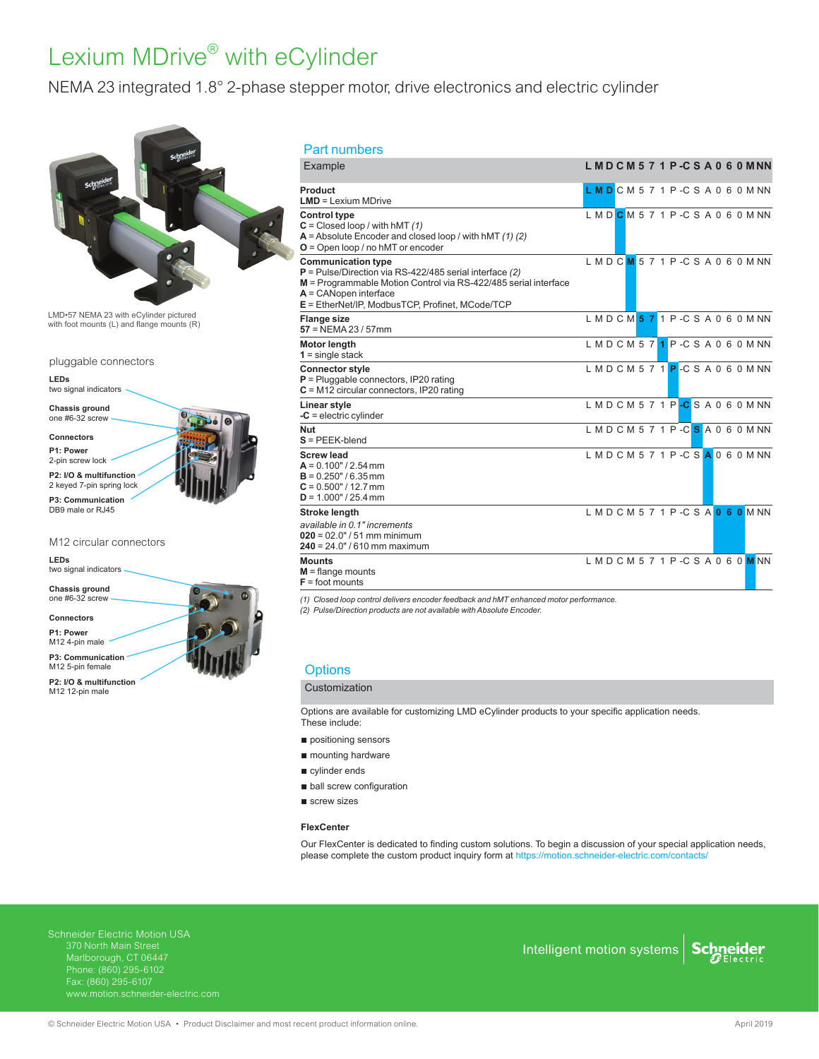# Lexium MDrive® with eCylinder

NEMA 23 integrated 1.8° 2-phase stepper motor, drive electronics and electric cylinder

LMD•57 NEMA 23 with eCylinder pictured with foot mounts (L) and flange mounts (R)

pluggable connectors

**LEDs**
two signal indicators

**Chassis ground**
one #6-32 screw

**Connectors**

**P1: Power**
2-pin screw lock

**P2: I/O & multifunction**
2 keyed 7-pin spring lock

**P3: Communication**
DB9 male or RJ45

M12 circular connectors

**LEDs**
two signal indicators

**Chassis ground**
one #6-32 screw

**Connectors**

**P1: Power**
M12 4-pin male

**P3: Communication**
M12 5-pin female

**P2: I/O & multifunction**
M12 12-pin male

## Part numbers

| Example | LMDCM571P-CSA060MNN |
|---|---|
| **Product**<br>**LMD** = Lexium MDrive | **LMD**CM571P-CSA060MNN |
| **Control type**<br>**C** = Closed loop / with hMT *(1)*<br>**A** = Absolute Encoder and closed loop / with hMT *(1) (2)*<br>**O** = Open loop / no hMT or encoder | LMD**C**M571P-CSA060MNN |
| **Communication type**<br>**P** = Pulse/Direction via RS-422/485 serial interface *(2)*<br>**M** = Programmable Motion Control via RS-422/485 serial interface<br>**A** = CANopen interface<br>**E** = EtherNet/IP, ModbusTCP, Profinet, MCode/TCP | LMDC**M**571P-CSA060MNN |
| **Flange size**<br>**57** = NEMA 23 / 57mm | LMDCM**57**1P-CSA060MNN |
| **Motor length**<br>**1** = single stack | LMDCM57**1**P-CSA060MNN |
| **Connector style**<br>**P** = Pluggable connectors, IP20 rating<br>**C** = M12 circular connectors, IP20 rating | LMDCM571**P**-CSA060MNN |
| **Linear style**<br>**-C** = electric cylinder | LMDCM571P**-C**SA060MNN |
| **Nut**<br>**S** = PEEK-blend | LMDCM571P-C**S**A060MNN |
| **Screw lead**<br>**A** = 0.100" / 2.54 mm<br>**B** = 0.250" / 6.35 mm<br>**C** = 0.500" / 12.7 mm<br>**D** = 1.000" / 25.4 mm | LMDCM571P-CS**A**060MNN |
| **Stroke length**<br>*available in 0.1" increments*<br>**020** = 02.0" / 51 mm minimum<br>**240** = 24.0" / 610 mm maximum | LMDCM571P-CSA**060**MNN |
| **Mounts**<br>**M** = flange mounts<br>**F** = foot mounts | LMDCM571P-CSA060**M**NN |

*(1) Closed loop control delivers encoder feedback and hMT enhanced motor performance.*
*(2) Pulse/Direction products are not available with Absolute Encoder.*

## Options

### Customization

Options are available for customizing LMD eCylinder products to your specific application needs. These include:

- positioning sensors
- mounting hardware
- cylinder ends
- ball screw configuration
- screw sizes

**FlexCenter**

Our FlexCenter is dedicated to finding custom solutions. To begin a discussion of your special application needs, please complete the custom product inquiry form at https://motion.schneider-electric.com/contacts/

Schneider Electric Motion USA
370 North Main Street
Marlborough, CT 06447
Phone: (860) 295-6102
Fax: (860) 295-6107
www.motion.schneider-electric.com

Intelligent motion systems | Schneider Electric

© Schneider Electric Motion USA • Product Disclaimer and most recent product information online. April 2019